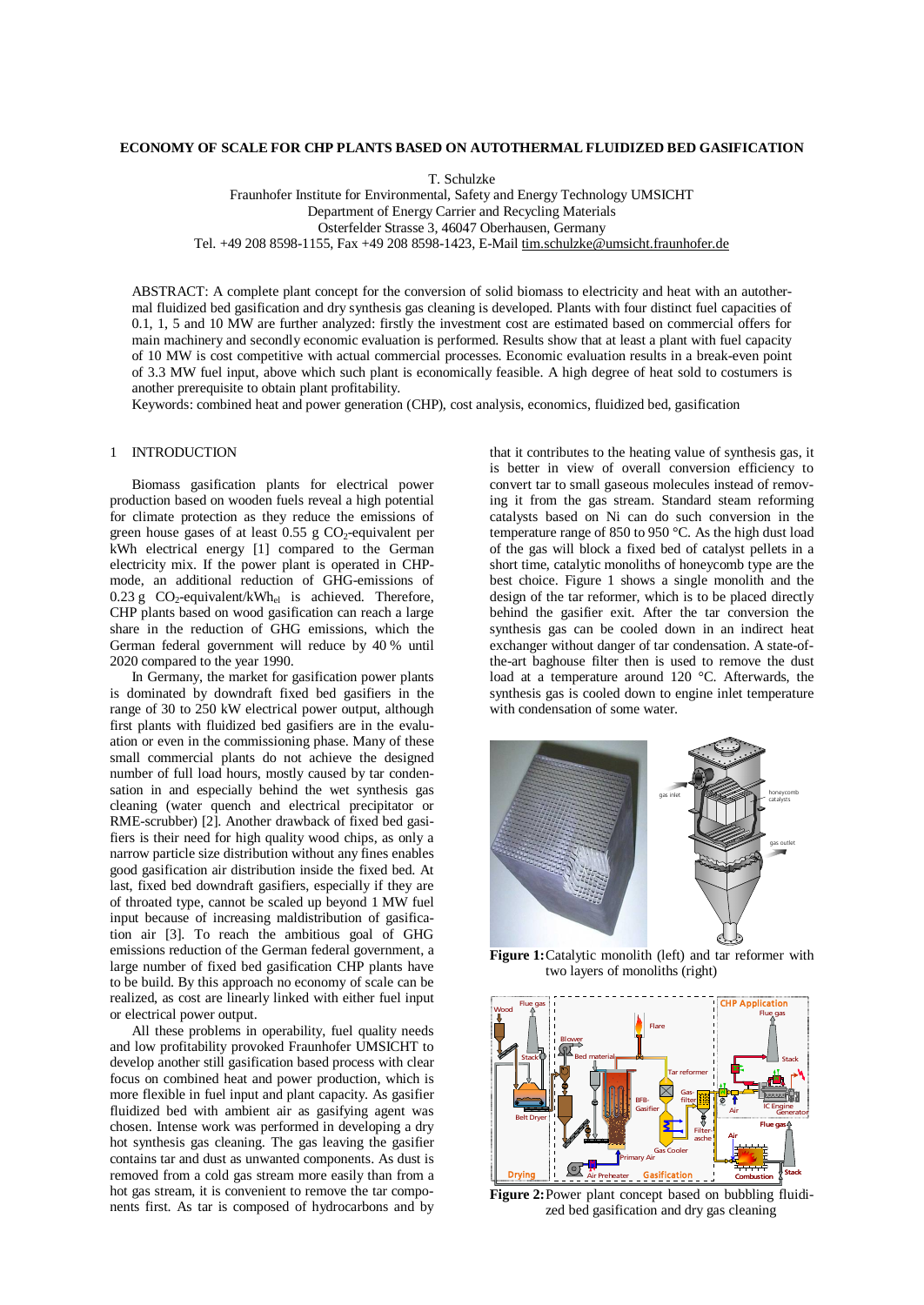# ECONOMY OF SCALE FOR CHP PLANTS BASED ON AUTOTHERMAL FLUIDIZED BED GASIFICATION

T. Schulzke
Fraunhofer Institute for Environmental, Safety and Energy Technology UMSICHT
Department of Energy Carrier and Recycling Materials
Osterfelder Strasse 3, 46047 Oberhausen, Germany
Tel. +49 208 8598-1155, Fax +49 208 8598-1423, E-Mail tim.schulzke@umsicht.fraunhofer.de

ABSTRACT: A complete plant concept for the conversion of solid biomass to electricity and heat with an autothermal fluidized bed gasification and dry synthesis gas cleaning is developed. Plants with four distinct fuel capacities of 0.1, 1, 5 and 10 MW are further analyzed: firstly the investment cost are estimated based on commercial offers for main machinery and secondly economic evaluation is performed. Results show that at least a plant with fuel capacity of 10 MW is cost competitive with actual commercial processes. Economic evaluation results in a break-even point of 3.3 MW fuel input, above which such plant is economically feasible. A high degree of heat sold to costumers is another prerequisite to obtain plant profitability.

Keywords: combined heat and power generation (CHP), cost analysis, economics, fluidized bed, gasification

## 1 INTRODUCTION

Biomass gasification plants for electrical power production based on wooden fuels reveal a high potential for climate protection as they reduce the emissions of green house gases of at least 0.55 g $CO_2$-equivalent per kWh electrical energy [1] compared to the German electricity mix. If the power plant is operated in CHP-mode, an additional reduction of GHG-emissions of 0.23 g $CO_2$-equivalent/$kWh_{el}$ is achieved. Therefore, CHP plants based on wood gasification can reach a large share in the reduction of GHG emissions, which the German federal government will reduce by 40 % until 2020 compared to the year 1990.

In Germany, the market for gasification power plants is dominated by downdraft fixed bed gasifiers in the range of 30 to 250 kW electrical power output, although first plants with fluidized bed gasifiers are in the evaluation or even in the commissioning phase. Many of these small commercial plants do not achieve the designed number of full load hours, mostly caused by tar condensation in and especially behind the wet synthesis gas cleaning (water quench and electrical precipitator or RME-scrubber) [2]. Another drawback of fixed bed gasifiers is their need for high quality wood chips, as only a narrow particle size distribution without any fines enables good gasification air distribution inside the fixed bed. At last, fixed bed downdraft gasifiers, especially if they are of throated type, cannot be scaled up beyond 1 MW fuel input because of increasing maldistribution of gasification air [3]. To reach the ambitious goal of GHG emissions reduction of the German federal government, a large number of fixed bed gasification CHP plants have to be build. By this approach no economy of scale can be realized, as cost are linearly linked with either fuel input or electrical power output.

All these problems in operability, fuel quality needs and low profitability provoked Fraunhofer UMSICHT to develop another still gasification based process with clear focus on combined heat and power production, which is more flexible in fuel input and plant capacity. As gasifier fluidized bed with ambient air as gasifying agent was chosen. Intense work was performed in developing a dry hot synthesis gas cleaning. The gas leaving the gasifier contains tar and dust as unwanted components. As dust is removed from a cold gas stream more easily than from a hot gas stream, it is convenient to remove the tar components first. As tar is composed of hydrocarbons and by that it contributes to the heating value of synthesis gas, it is better in view of overall conversion efficiency to convert tar to small gaseous molecules instead of removing it from the gas stream. Standard steam reforming catalysts based on Ni can do such conversion in the temperature range of 850 to 950 °C. As the high dust load of the gas will block a fixed bed of catalyst pellets in a short time, catalytic monoliths of honeycomb type are the best choice. Figure 1 shows a single monolith and the design of the tar reformer, which is to be placed directly behind the gasifier exit. After the tar conversion the synthesis gas can be cooled down in an indirect heat exchanger without danger of tar condensation. A state-of-the-art baghouse filter then is used to remove the dust load at a temperature around 120 °C. Afterwards, the synthesis gas is cooled down to engine inlet temperature with condensation of some water.

**Figure 1:** Catalytic monolith (left) and tar reformer with two layers of monoliths (right)

**Figure 2:** Power plant concept based on bubbling fluidized bed gasification and dry gas cleaning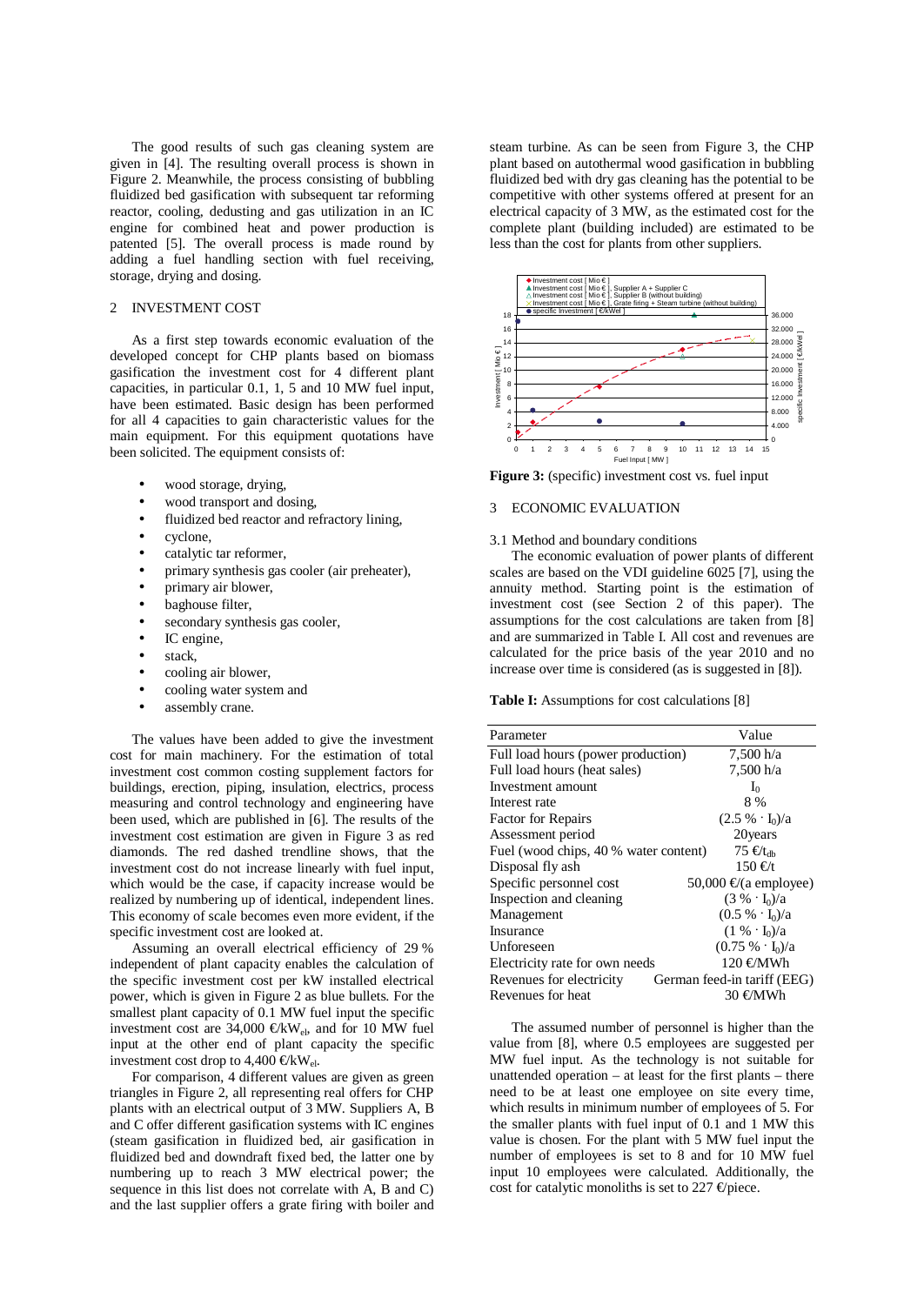The good results of such gas cleaning system are given in [4]. The resulting overall process is shown in Figure 2. Meanwhile, the process consisting of bubbling fluidized bed gasification with subsequent tar reforming reactor, cooling, dedusting and gas utilization in an IC engine for combined heat and power production is patented [5]. The overall process is made round by adding a fuel handling section with fuel receiving, storage, drying and dosing.

## 2 INVESTMENT COST

As a first step towards economic evaluation of the developed concept for CHP plants based on biomass gasification the investment cost for 4 different plant capacities, in particular 0.1, 1, 5 and 10 MW fuel input, have been estimated. Basic design has been performed for all 4 capacities to gain characteristic values for the main equipment. For this equipment quotations have been solicited. The equipment consists of:

- wood storage, drying,
- wood transport and dosing,
- fluidized bed reactor and refractory lining,
- cyclone,
- catalytic tar reformer,
- primary synthesis gas cooler (air preheater),
- primary air blower,
- baghouse filter,
- secondary synthesis gas cooler,
- IC engine,
- stack,
- cooling air blower,
- cooling water system and
- assembly crane.

The values have been added to give the investment cost for main machinery. For the estimation of total investment cost common costing supplement factors for buildings, erection, piping, insulation, electrics, process measuring and control technology and engineering have been used, which are published in [6]. The results of the investment cost estimation are given in Figure 3 as red diamonds. The red dashed trendline shows, that the investment cost do not increase linearly with fuel input, which would be the case, if capacity increase would be realized by numbering up of identical, independent lines. This economy of scale becomes even more evident, if the specific investment cost are looked at.

Assuming an overall electrical efficiency of 29 % independent of plant capacity enables the calculation of the specific investment cost per kW installed electrical power, which is given in Figure 2 as blue bullets. For the smallest plant capacity of 0.1 MW fuel input the specific investment cost are 34,000 €/kW$_{el}$, and for 10 MW fuel input at the other end of plant capacity the specific investment cost drop to 4,400 €/kW$_{el}$.

For comparison, 4 different values are given as green triangles in Figure 2, all representing real offers for CHP plants with an electrical output of 3 MW. Suppliers A, B and C offer different gasification systems with IC engines (steam gasification in fluidized bed, air gasification in fluidized bed and downdraft fixed bed, the latter one by numbering up to reach 3 MW electrical power; the sequence in this list does not correlate with A, B and C) and the last supplier offers a grate firing with boiler and steam turbine. As can be seen from Figure 3, the CHP plant based on autothermal wood gasification in bubbling fluidized bed with dry gas cleaning has the potential to be competitive with other systems offered at present for an electrical capacity of 3 MW, as the estimated cost for the complete plant (building included) are estimated to be less than the cost for plants from other suppliers.

**Figure 3:** (specific) investment cost vs. fuel input

## 3 ECONOMIC EVALUATION

### 3.1 Method and boundary conditions

The economic evaluation of power plants of different scales are based on the VDI guideline 6025 [7], using the annuity method. Starting point is the estimation of investment cost (see Section 2 of this paper). The assumptions for the cost calculations are taken from [8] and are summarized in Table I. All cost and revenues are calculated for the price basis of the year 2010 and no increase over time is considered (as is suggested in [8]).

**Table I:** Assumptions for cost calculations [8]

| Parameter | Value |
|---|---|
| Full load hours (power production) | 7,500 h/a |
| Full load hours (heat sales) | 7,500 h/a |
| Investment amount | $I_0$ |
| Interest rate | 8 % |
| Factor for Repairs | $(2.5\,\% \cdot I_0)$/a |
| Assessment period | 20years |
| Fuel (wood chips, 40 % water content) | 75 €/t$_{db}$ |
| Disposal fly ash | 150 €/t |
| Specific personnel cost | 50,000 €/(a employee) |
| Inspection and cleaning | $(3\,\% \cdot I_0)$/a |
| Management | $(0.5\,\% \cdot I_0)$/a |
| Insurance | $(1\,\% \cdot I_0)$/a |
| Unforeseen | $(0.75\,\% \cdot I_0)$/a |
| Electricity rate for own needs | 120 €/MWh |
| Revenues for electricity | German feed-in tariff (EEG) |
| Revenues for heat | 30 €/MWh |

The assumed number of personnel is higher than the value from [8], where 0.5 employees are suggested per MW fuel input. As the technology is not suitable for unattended operation – at least for the first plants – there need to be at least one employee on site every time, which results in minimum number of employees of 5. For the smaller plants with fuel input of 0.1 and 1 MW this value is chosen. For the plant with 5 MW fuel input the number of employees is set to 8 and for 10 MW fuel input 10 employees were calculated. Additionally, the cost for catalytic monoliths is set to 227 €/piece.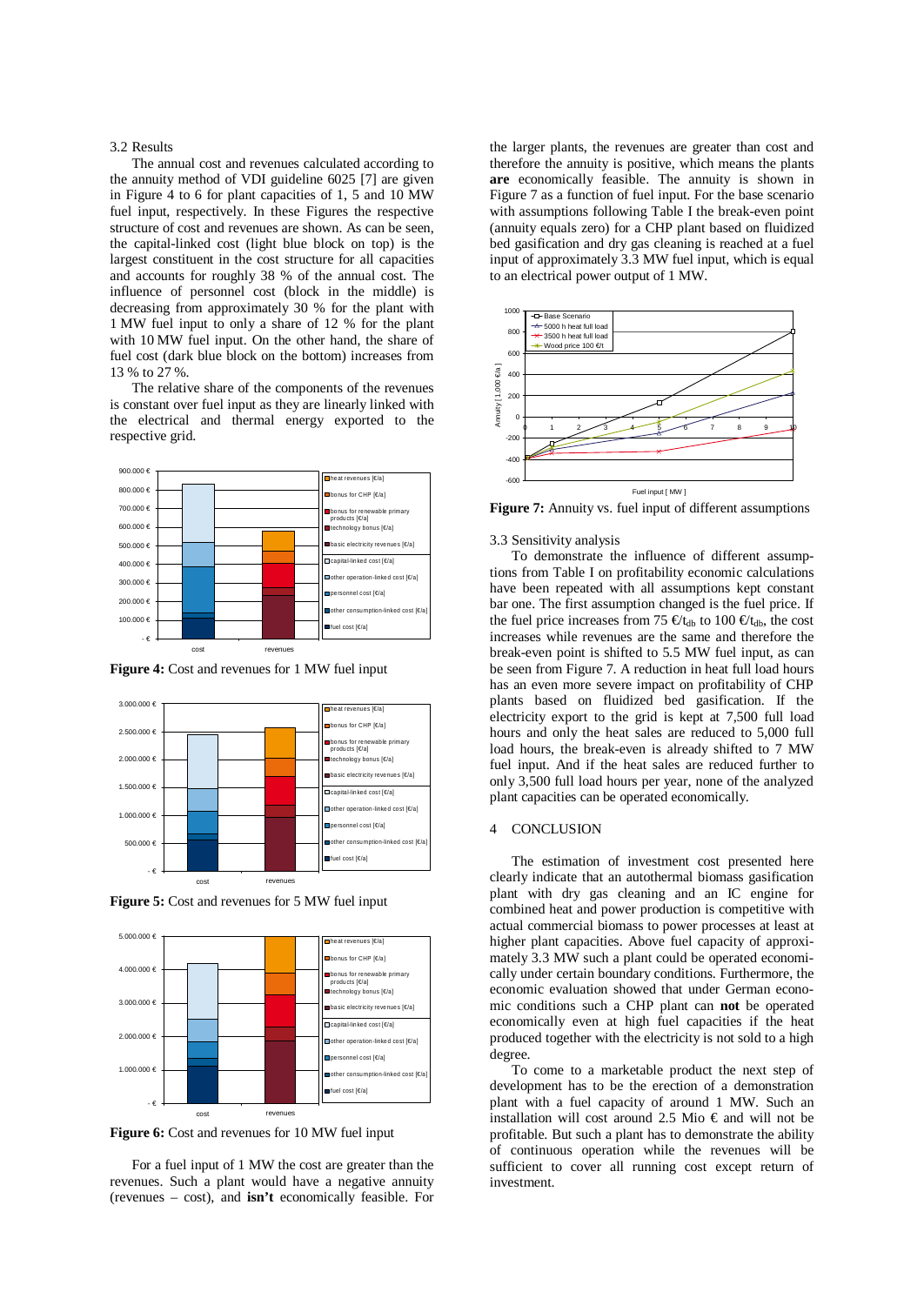3.2 Results

The annual cost and revenues calculated according to the annuity method of VDI guideline 6025 [7] are given in Figure 4 to 6 for plant capacities of 1, 5 and 10 MW fuel input, respectively. In these Figures the respective structure of cost and revenues are shown. As can be seen, the capital-linked cost (light blue block on top) is the largest constituent in the cost structure for all capacities and accounts for roughly 38 % of the annual cost. The influence of personnel cost (block in the middle) is decreasing from approximately 30 % for the plant with 1 MW fuel input to only a share of 12 % for the plant with 10 MW fuel input. On the other hand, the share of fuel cost (dark blue block on the bottom) increases from 13 % to 27 %.

The relative share of the components of the revenues is constant over fuel input as they are linearly linked with the electrical and thermal energy exported to the respective grid.

**Figure 4:** Cost and revenues for 1 MW fuel input

**Figure 5:** Cost and revenues for 5 MW fuel input

**Figure 6:** Cost and revenues for 10 MW fuel input

For a fuel input of 1 MW the cost are greater than the revenues. Such a plant would have a negative annuity (revenues – cost), and **isn't** economically feasible. For the larger plants, the revenues are greater than cost and therefore the annuity is positive, which means the plants **are** economically feasible. The annuity is shown in Figure 7 as a function of fuel input. For the base scenario with assumptions following Table I the break-even point (annuity equals zero) for a CHP plant based on fluidized bed gasification and dry gas cleaning is reached at a fuel input of approximately 3.3 MW fuel input, which is equal to an electrical power output of 1 MW.

**Figure 7:** Annuity vs. fuel input of different assumptions

3.3 Sensitivity analysis

To demonstrate the influence of different assumptions from Table I on profitability economic calculations have been repeated with all assumptions kept constant bar one. The first assumption changed is the fuel price. If the fuel price increases from 75 $€/t_{db}$ to 100 $€/t_{db}$, the cost increases while revenues are the same and therefore the break-even point is shifted to 5.5 MW fuel input, as can be seen from Figure 7. A reduction in heat full load hours has an even more severe impact on profitability of CHP plants based on fluidized bed gasification. If the electricity export to the grid is kept at 7,500 full load hours and only the heat sales are reduced to 5,000 full load hours, the break-even is already shifted to 7 MW fuel input. And if the heat sales are reduced further to only 3,500 full load hours per year, none of the analyzed plant capacities can be operated economically.

## 4 CONCLUSION

The estimation of investment cost presented here clearly indicate that an autothermal biomass gasification plant with dry gas cleaning and an IC engine for combined heat and power production is competitive with actual commercial biomass to power processes at least at higher plant capacities. Above fuel capacity of approximately 3.3 MW such a plant could be operated economically under certain boundary conditions. Furthermore, the economic evaluation showed that under German economic conditions such a CHP plant can **not** be operated economically even at high fuel capacities if the heat produced together with the electricity is not sold to a high degree.

To come to a marketable product the next step of development has to be the erection of a demonstration plant with a fuel capacity of around 1 MW. Such an installation will cost around 2.5 Mio € and will not be profitable. But such a plant has to demonstrate the ability of continuous operation while the revenues will be sufficient to cover all running cost except return of investment.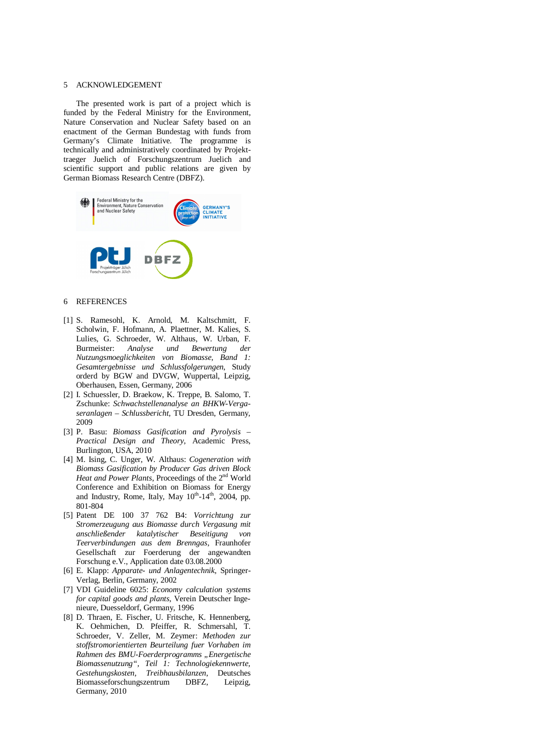## 5 ACKNOWLEDGEMENT

The presented work is part of a project which is funded by the Federal Ministry for the Environment, Nature Conservation and Nuclear Safety based on an enactment of the German Bundestag with funds from Germany's Climate Initiative. The programme is technically and administratively coordinated by Projekt-traeger Juelich of Forschungszentrum Juelich and scientific support and public relations are given by German Biomass Research Centre (DBFZ).

## 6 REFERENCES

[1] S. Ramesohl, K. Arnold, M. Kaltschmitt, F. Scholwin, F. Hofmann, A. Plaettner, M. Kalies, S. Lulies, G. Schroeder, W. Althaus, W. Urban, F. Burmeister: *Analyse und Bewertung der Nutzungsmoeglichkeiten von Biomasse, Band 1: Gesamtergebnisse und Schlussfolgerungen*, Study orderd by BGW and DVGW, Wuppertal, Leipzig, Oberhausen, Essen, Germany, 2006

[2] I. Schuessler, D. Braekow, K. Treppe, B. Salomo, T. Zschunke: *Schwachstellenanalyse an BHKW-Vergaseranlagen – Schlussbericht*, TU Dresden, Germany, 2009

[3] P. Basu: *Biomass Gasification and Pyrolysis – Practical Design and Theory*, Academic Press, Burlington, USA, 2010

[4] M. Ising, C. Unger, W. Althaus: *Cogeneration with Biomass Gasification by Producer Gas driven Block Heat and Power Plants*, Proceedings of the 2nd World Conference and Exhibition on Biomass for Energy and Industry, Rome, Italy, May 10th-14th, 2004, pp. 801-804

[5] Patent DE 100 37 762 B4: *Vorrichtung zur Stromerzeugung aus Biomasse durch Vergasung mit anschließender katalytischer Beseitigung von Teerverbindungen aus dem Brenngas*, Fraunhofer Gesellschaft zur Foerderung der angewandten Forschung e.V., Application date 03.08.2000

[6] E. Klapp: *Apparate- und Anlagentechnik*, Springer-Verlag, Berlin, Germany, 2002

[7] VDI Guideline 6025: *Economy calculation systems for capital goods and plants*, Verein Deutscher Ingenieure, Duesseldorf, Germany, 1996

[8] D. Thraen, E. Fischer, U. Fritsche, K. Hennenberg, K. Oehmichen, D. Pfeiffer, R. Schmersahl, T. Schroeder, V. Zeller, M. Zeymer: *Methoden zur stoffstromorientierten Beurteilung fuer Vorhaben im Rahmen des BMU-Foerderprogramms „Energetische Biomassenutzung", Teil 1: Technologiekennwerte, Gestehungskosten, Treibhausbilanzen*, Deutsches Biomasseforschungszentrum DBFZ, Leipzig, Germany, 2010